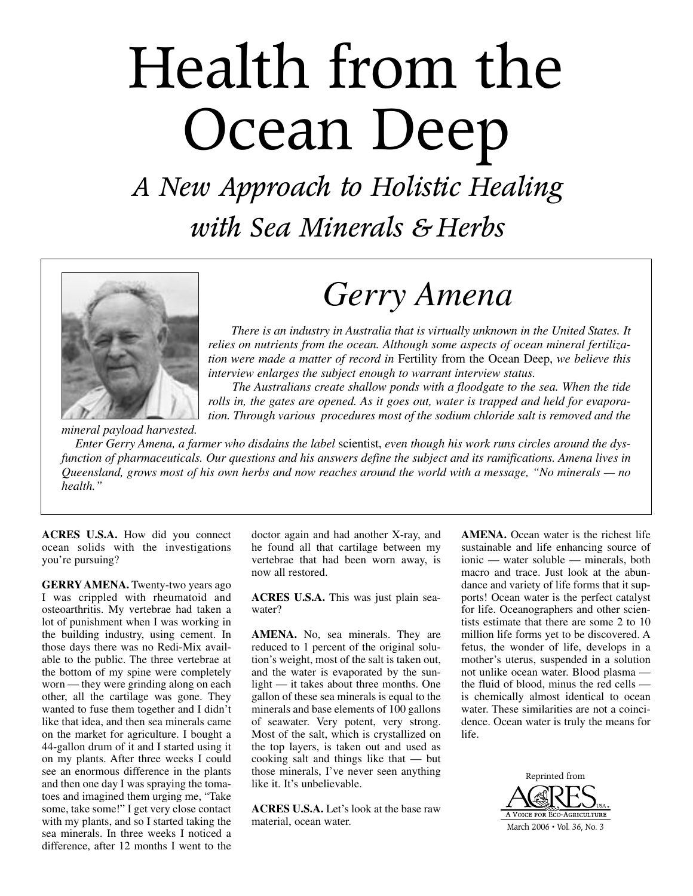# Health from the Ocean Deep

## *A New Approach to Holistic Healing with Sea Minerals & Herbs*

## *Gerry Amena*

*There is an industry in Australia that is virtually unknown in the United States. It relies on nutrients from the ocean. Although some aspects of ocean mineral fertilization were made a matter of record in* Fertility from the Ocean Deep, *we believe this interview enlarges the subject enough to warrant interview status.*

*The Australians create shallow ponds with a floodgate to the sea. When the tide rolls in, the gates are opened. As it goes out, water is trapped and held for evaporation. Through various procedures most of the sodium chloride salt is removed and the mineral payload harvested.*

*Enter Gerry Amena, a farmer who disdains the label* scientist, *even though his work runs circles around the dysfunction of pharmaceuticals. Our questions and his answers define the subject and its ramifications. Amena lives in Queensland, grows most of his own herbs and now reaches around the world with a message, "No minerals — no health."*

**ACRES U.S.A.** How did you connect ocean solids with the investigations you're pursuing?

**GERRY AMENA.** Twenty-two years ago I was crippled with rheumatoid and osteoarthritis. My vertebrae had taken a lot of punishment when I was working in the building industry, using cement. In those days there was no Redi-Mix available to the public. The three vertebrae at the bottom of my spine were completely worn — they were grinding along on each other, all the cartilage was gone. They wanted to fuse them together and I didn't like that idea, and then sea minerals came on the market for agriculture. I bought a 44-gallon drum of it and I started using it on my plants. After three weeks I could see an enormous difference in the plants and then one day I was spraying the tomatoes and imagined them urging me, "Take some, take some!" I get very close contact with my plants, and so I started taking the sea minerals. In three weeks I noticed a difference, after 12 months I went to the doctor again and had another X-ray, and he found all that cartilage between my vertebrae that had been worn away, is now all restored.

**ACRES U.S.A.** This was just plain seawater?

**AMENA.** No, sea minerals. They are reduced to 1 percent of the original solution's weight, most of the salt is taken out, and the water is evaporated by the sunlight — it takes about three months. One gallon of these sea minerals is equal to the minerals and base elements of 100 gallons of seawater. Very potent, very strong. Most of the salt, which is crystallized on the top layers, is taken out and used as cooking salt and things like that — but those minerals, I've never seen anything like it. It's unbelievable.

**ACRES U.S.A.** Let's look at the base raw material, ocean water.

**AMENA.** Ocean water is the richest life sustainable and life enhancing source of ionic — water soluble — minerals, both macro and trace. Just look at the abundance and variety of life forms that it supports! Ocean water is the perfect catalyst for life. Oceanographers and other scientists estimate that there are some 2 to 10 million life forms yet to be discovered. A fetus, the wonder of life, develops in a mother's uterus, suspended in a solution not unlike ocean water. Blood plasma — the fluid of blood, minus the red cells — is chemically almost identical to ocean water. These similarities are not a coincidence. Ocean water is truly the means for life.

Reprinted from ACRES USA — A Voice for Eco-Agriculture, March 2006 • Vol. 36, No. 3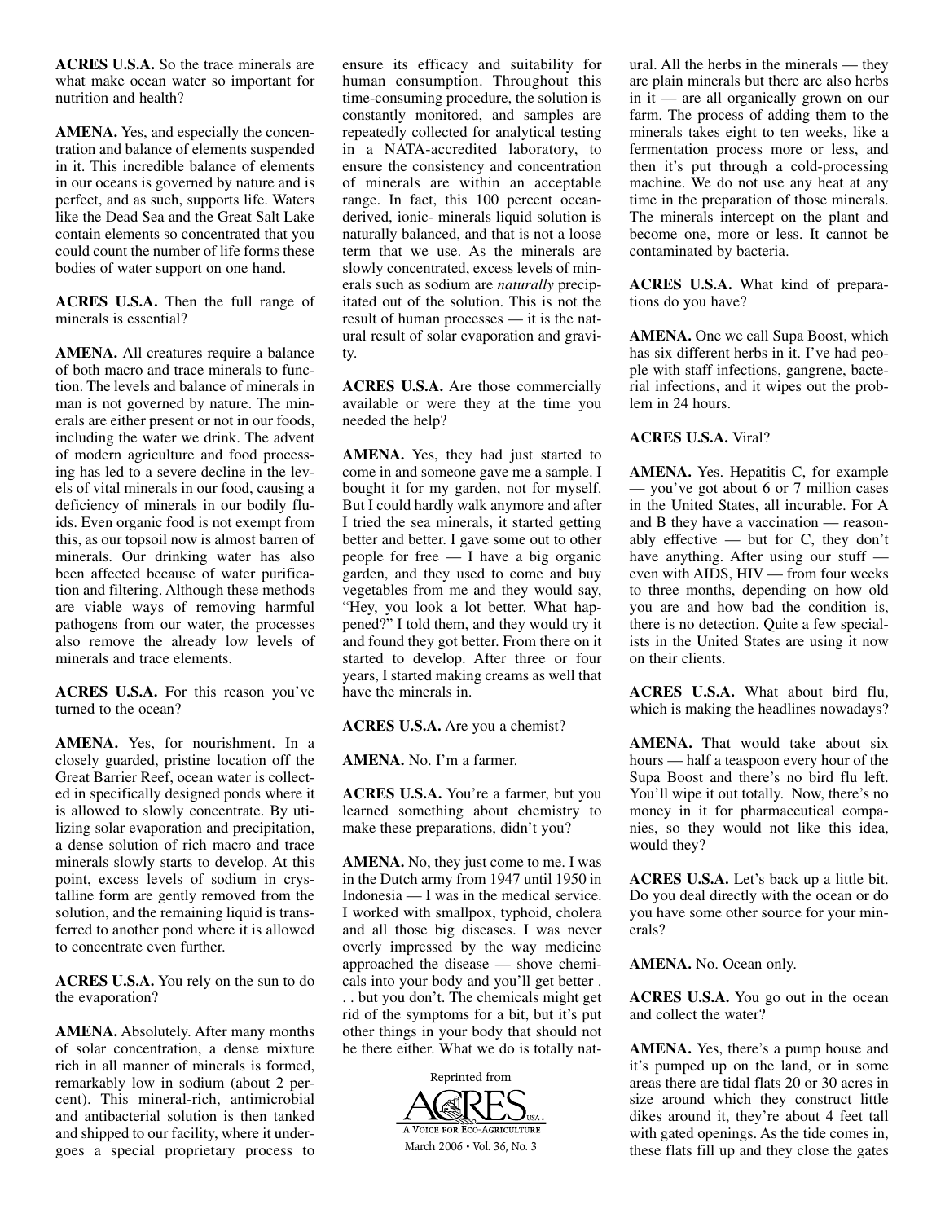**ACRES U.S.A.** So the trace minerals are what make ocean water so important for nutrition and health?

**AMENA.** Yes, and especially the concentration and balance of elements suspended in it. This incredible balance of elements in our oceans is governed by nature and is perfect, and as such, supports life. Waters like the Dead Sea and the Great Salt Lake contain elements so concentrated that you could count the number of life forms these bodies of water support on one hand.

**ACRES U.S.A.** Then the full range of minerals is essential?

**AMENA.** All creatures require a balance of both macro and trace minerals to function. The levels and balance of minerals in man is not governed by nature. The minerals are either present or not in our foods, including the water we drink. The advent of modern agriculture and food processing has led to a severe decline in the levels of vital minerals in our food, causing a deficiency of minerals in our bodily fluids. Even organic food is not exempt from this, as our topsoil now is almost barren of minerals. Our drinking water has also been affected because of water purification and filtering. Although these methods are viable ways of removing harmful pathogens from our water, the processes also remove the already low levels of minerals and trace elements.

**ACRES U.S.A.** For this reason you've turned to the ocean?

**AMENA.** Yes, for nourishment. In a closely guarded, pristine location off the Great Barrier Reef, ocean water is collected in specifically designed ponds where it is allowed to slowly concentrate. By utilizing solar evaporation and precipitation, a dense solution of rich macro and trace minerals slowly starts to develop. At this point, excess levels of sodium in crystalline form are gently removed from the solution, and the remaining liquid is transferred to another pond where it is allowed to concentrate even further.

**ACRES U.S.A.** You rely on the sun to do the evaporation?

**AMENA.** Absolutely. After many months of solar concentration, a dense mixture rich in all manner of minerals is formed, remarkably low in sodium (about 2 percent). This mineral-rich, antimicrobial and antibacterial solution is then tanked and shipped to our facility, where it undergoes a special proprietary process to ensure its efficacy and suitability for human consumption. Throughout this time-consuming procedure, the solution is constantly monitored, and samples are repeatedly collected for analytical testing in a NATA-accredited laboratory, to ensure the consistency and concentration of minerals are within an acceptable range. In fact, this 100 percent ocean-derived, ionic- minerals liquid solution is naturally balanced, and that is not a loose term that we use. As the minerals are slowly concentrated, excess levels of minerals such as sodium are *naturally* precipitated out of the solution. This is not the result of human processes — it is the natural result of solar evaporation and gravity.

**ACRES U.S.A.** Are those commercially available or were they at the time you needed the help?

**AMENA.** Yes, they had just started to come in and someone gave me a sample. I bought it for my garden, not for myself. But I could hardly walk anymore and after I tried the sea minerals, it started getting better and better. I gave some out to other people for free — I have a big organic garden, and they used to come and buy vegetables from me and they would say, "Hey, you look a lot better. What happened?" I told them, and they would try it and found they got better. From there on it started to develop. After three or four years, I started making creams as well that have the minerals in.

**ACRES U.S.A.** Are you a chemist?

**AMENA.** No. I'm a farmer.

**ACRES U.S.A.** You're a farmer, but you learned something about chemistry to make these preparations, didn't you?

**AMENA.** No, they just come to me. I was in the Dutch army from 1947 until 1950 in Indonesia — I was in the medical service. I worked with smallpox, typhoid, cholera and all those big diseases. I was never overly impressed by the way medicine approached the disease — shove chemicals into your body and you'll get better . . . but you don't. The chemicals might get rid of the symptoms for a bit, but it's put other things in your body that should not be there either. What we do is totally natural. All the herbs in the minerals — they are plain minerals but there are also herbs in it — are all organically grown on our farm. The process of adding them to the minerals takes eight to ten weeks, like a fermentation process more or less, and then it's put through a cold-processing machine. We do not use any heat at any time in the preparation of those minerals. The minerals intercept on the plant and become one, more or less. It cannot be contaminated by bacteria.

**ACRES U.S.A.** What kind of preparations do you have?

**AMENA.** One we call Supa Boost, which has six different herbs in it. I've had people with staff infections, gangrene, bacterial infections, and it wipes out the problem in 24 hours.

**ACRES U.S.A.** Viral?

**AMENA.** Yes. Hepatitis C, for example — you've got about 6 or 7 million cases in the United States, all incurable. For A and B they have a vaccination — reasonably effective — but for C, they don't have anything. After using our stuff — even with AIDS, HIV — from four weeks to three months, depending on how old you are and how bad the condition is, there is no detection. Quite a few specialists in the United States are using it now on their clients.

**ACRES U.S.A.** What about bird flu, which is making the headlines nowadays?

**AMENA.** That would take about six hours — half a teaspoon every hour of the Supa Boost and there's no bird flu left. You'll wipe it out totally. Now, there's no money in it for pharmaceutical companies, so they would not like this idea, would they?

**ACRES U.S.A.** Let's back up a little bit. Do you deal directly with the ocean or do you have some other source for your minerals?

**AMENA.** No. Ocean only.

**ACRES U.S.A.** You go out in the ocean and collect the water?

**AMENA.** Yes, there's a pump house and it's pumped up on the land, or in some areas there are tidal flats 20 or 30 acres in size around which they construct little dikes around it, they're about 4 feet tall with gated openings. As the tide comes in, these flats fill up and they close the gates

Reprinted from ACRES USA — A Voice for Eco-Agriculture — March 2006 • Vol. 36, No. 3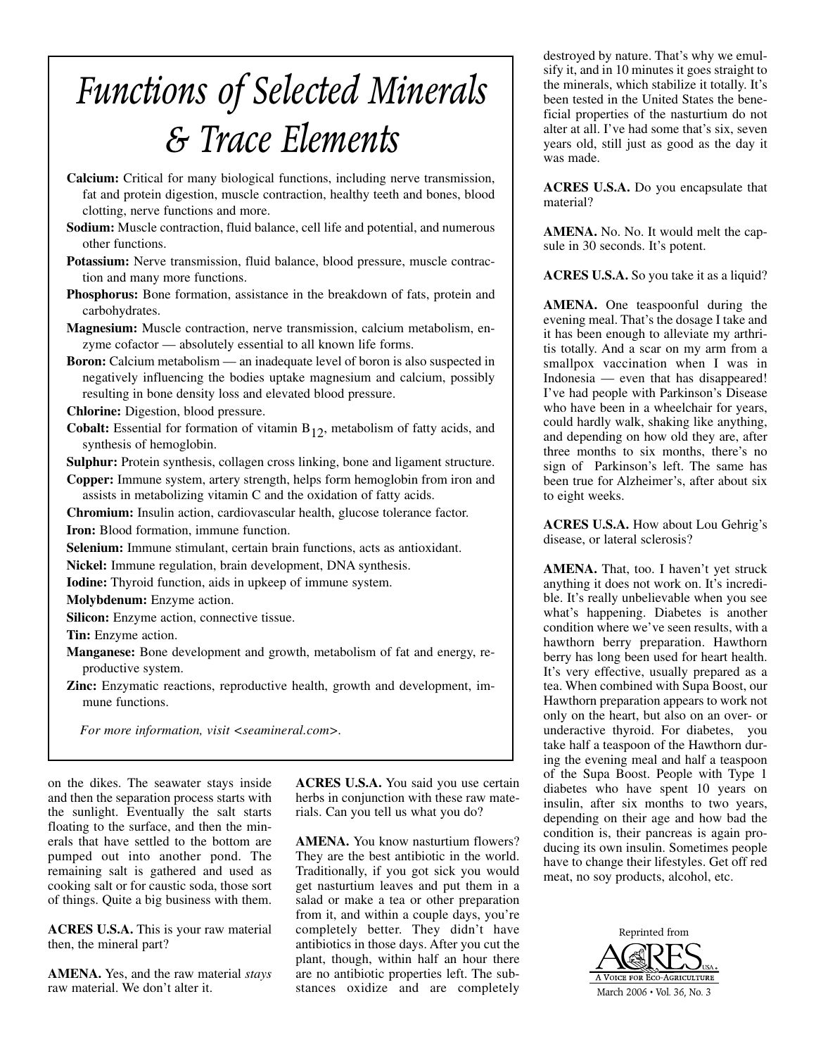# Functions of Selected Minerals & Trace Elements

**Calcium:** Critical for many biological functions, including nerve transmission, fat and protein digestion, muscle contraction, healthy teeth and bones, blood clotting, nerve functions and more.

**Sodium:** Muscle contraction, fluid balance, cell life and potential, and numerous other functions.

**Potassium:** Nerve transmission, fluid balance, blood pressure, muscle contraction and many more functions.

**Phosphorus:** Bone formation, assistance in the breakdown of fats, protein and carbohydrates.

**Magnesium:** Muscle contraction, nerve transmission, calcium metabolism, enzyme cofactor — absolutely essential to all known life forms.

**Boron:** Calcium metabolism — an inadequate level of boron is also suspected in negatively influencing the bodies uptake magnesium and calcium, possibly resulting in bone density loss and elevated blood pressure.

**Chlorine:** Digestion, blood pressure.

**Cobalt:** Essential for formation of vitamin $B_{12}$, metabolism of fatty acids, and synthesis of hemoglobin.

**Sulphur:** Protein synthesis, collagen cross linking, bone and ligament structure.

**Copper:** Immune system, artery strength, helps form hemoglobin from iron and assists in metabolizing vitamin C and the oxidation of fatty acids.

**Chromium:** Insulin action, cardiovascular health, glucose tolerance factor.

**Iron:** Blood formation, immune function.

**Selenium:** Immune stimulant, certain brain functions, acts as antioxidant.

**Nickel:** Immune regulation, brain development, DNA synthesis.

**Iodine:** Thyroid function, aids in upkeep of immune system.

**Molybdenum:** Enzyme action.

**Silicon:** Enzyme action, connective tissue.

**Tin:** Enzyme action.

**Manganese:** Bone development and growth, metabolism of fat and energy, reproductive system.

**Zinc:** Enzymatic reactions, reproductive health, growth and development, immune functions.

*For more information, visit <seamineral.com>.*

on the dikes. The seawater stays inside and then the separation process starts with the sunlight. Eventually the salt starts floating to the surface, and then the minerals that have settled to the bottom are pumped out into another pond. The remaining salt is gathered and used as cooking salt or for caustic soda, those sort of things. Quite a big business with them.

**ACRES U.S.A.** This is your raw material then, the mineral part?

**AMENA.** Yes, and the raw material *stays* raw material. We don't alter it.

**ACRES U.S.A.** You said you use certain herbs in conjunction with these raw materials. Can you tell us what you do?

**AMENA.** You know nasturtium flowers? They are the best antibiotic in the world. Traditionally, if you got sick you would get nasturtium leaves and put them in a salad or make a tea or other preparation from it, and within a couple days, you're completely better. They didn't have antibiotics in those days. After you cut the plant, though, within half an hour there are no antibiotic properties left. The substances oxidize and are completely destroyed by nature. That's why we emulsify it, and in 10 minutes it goes straight to the minerals, which stabilize it totally. It's been tested in the United States the beneficial properties of the nasturtium do not alter at all. I've had some that's six, seven years old, still just as good as the day it was made.

**ACRES U.S.A.** Do you encapsulate that material?

**AMENA.** No. No. It would melt the capsule in 30 seconds. It's potent.

**ACRES U.S.A.** So you take it as a liquid?

**AMENA.** One teaspoonful during the evening meal. That's the dosage I take and it has been enough to alleviate my arthritis totally. And a scar on my arm from a smallpox vaccination when I was in Indonesia — even that has disappeared! I've had people with Parkinson's Disease who have been in a wheelchair for years, could hardly walk, shaking like anything, and depending on how old they are, after three months to six months, there's no sign of Parkinson's left. The same has been true for Alzheimer's, after about six to eight weeks.

**ACRES U.S.A.** How about Lou Gehrig's disease, or lateral sclerosis?

**AMENA.** That, too. I haven't yet struck anything it does not work on. It's incredible. It's really unbelievable when you see what's happening. Diabetes is another condition where we've seen results, with a hawthorn berry preparation. Hawthorn berry has long been used for heart health. It's very effective, usually prepared as a tea. When combined with Supa Boost, our Hawthorn preparation appears to work not only on the heart, but also on an over- or underactive thyroid. For diabetes, you take half a teaspoon of the Hawthorn during the evening meal and half a teaspoon of the Supa Boost. People with Type 1 diabetes who have spent 10 years on insulin, after six months to two years, depending on their age and how bad the condition is, their pancreas is again producing its own insulin. Sometimes people have to change their lifestyles. Get off red meat, no soy products, alcohol, etc.

Reprinted from ACRES USA — A Voice for Eco-Agriculture, March 2006 • Vol. 36, No. 3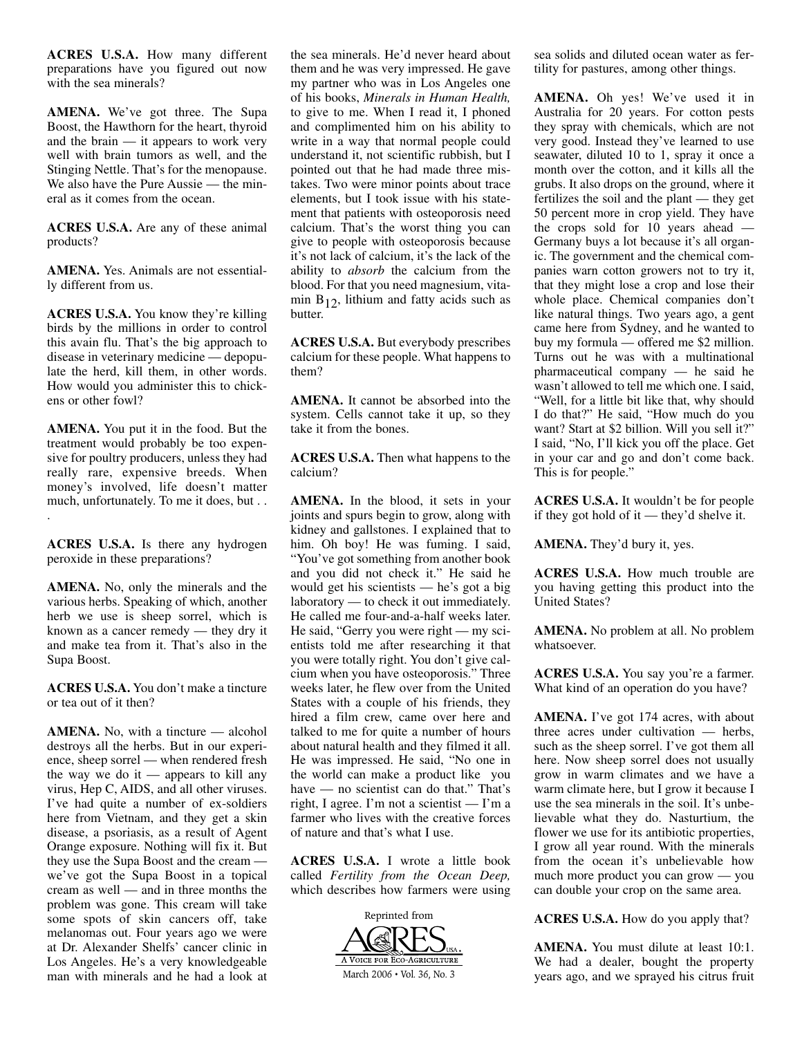**ACRES U.S.A.** How many different preparations have you figured out now with the sea minerals?

**AMENA.** We've got three. The Supa Boost, the Hawthorn for the heart, thyroid and the brain — it appears to work very well with brain tumors as well, and the Stinging Nettle. That's for the menopause. We also have the Pure Aussie — the mineral as it comes from the ocean.

**ACRES U.S.A.** Are any of these animal products?

**AMENA.** Yes. Animals are not essentially different from us.

**ACRES U.S.A.** You know they're killing birds by the millions in order to control this avain flu. That's the big approach to disease in veterinary medicine — depopulate the herd, kill them, in other words. How would you administer this to chickens or other fowl?

**AMENA.** You put it in the food. But the treatment would probably be too expensive for poultry producers, unless they had really rare, expensive breeds. When money's involved, life doesn't matter much, unfortunately. To me it does, but . . .

**ACRES U.S.A.** Is there any hydrogen peroxide in these preparations?

**AMENA.** No, only the minerals and the various herbs. Speaking of which, another herb we use is sheep sorrel, which is known as a cancer remedy — they dry it and make tea from it. That's also in the Supa Boost.

**ACRES U.S.A.** You don't make a tincture or tea out of it then?

**AMENA.** No, with a tincture — alcohol destroys all the herbs. But in our experience, sheep sorrel — when rendered fresh the way we do it — appears to kill any virus, Hep C, AIDS, and all other viruses. I've had quite a number of ex-soldiers here from Vietnam, and they get a skin disease, a psoriasis, as a result of Agent Orange exposure. Nothing will fix it. But they use the Supa Boost and the cream — we've got the Supa Boost in a topical cream as well — and in three months the problem was gone. This cream will take some spots of skin cancers off, take melanomas out. Four years ago we were at Dr. Alexander Shelfs' cancer clinic in Los Angeles. He's a very knowledgeable man with minerals and he had a look at the sea minerals. He'd never heard about them and he was very impressed. He gave my partner who was in Los Angeles one of his books, *Minerals in Human Health,* to give to me. When I read it, I phoned and complimented him on his ability to write in a way that normal people could understand it, not scientific rubbish, but I pointed out that he had made three mistakes. Two were minor points about trace elements, but I took issue with his statement that patients with osteoporosis need calcium. That's the worst thing you can give to people with osteoporosis because it's not lack of calcium, it's the lack of the ability to *absorb* the calcium from the blood. For that you need magnesium, vitamin $B_{12}$, lithium and fatty acids such as butter.

**ACRES U.S.A.** But everybody prescribes calcium for these people. What happens to them?

**AMENA.** It cannot be absorbed into the system. Cells cannot take it up, so they take it from the bones.

**ACRES U.S.A.** Then what happens to the calcium?

**AMENA.** In the blood, it sets in your joints and spurs begin to grow, along with kidney and gallstones. I explained that to him. Oh boy! He was fuming. I said, "You've got something from another book and you did not check it." He said he would get his scientists — he's got a big laboratory — to check it out immediately. He called me four-and-a-half weeks later. He said, "Gerry you were right — my scientists told me after researching it that you were totally right. You don't give calcium when you have osteoporosis." Three weeks later, he flew over from the United States with a couple of his friends, they hired a film crew, came over here and talked to me for quite a number of hours about natural health and they filmed it all. He was impressed. He said, "No one in the world can make a product like you have — no scientist can do that." That's right, I agree. I'm not a scientist — I'm a farmer who lives with the creative forces of nature and that's what I use.

**ACRES U.S.A.** I wrote a little book called *Fertility from the Ocean Deep,* which describes how farmers were using sea solids and diluted ocean water as fertility for pastures, among other things.

**AMENA.** Oh yes! We've used it in Australia for 20 years. For cotton pests they spray with chemicals, which are not very good. Instead they've learned to use seawater, diluted 10 to 1, spray it once a month over the cotton, and it kills all the grubs. It also drops on the ground, where it fertilizes the soil and the plant — they get 50 percent more in crop yield. They have the crops sold for 10 years ahead — Germany buys a lot because it's all organic. The government and the chemical companies warn cotton growers not to try it, that they might lose a crop and lose their whole place. Chemical companies don't like natural things. Two years ago, a gent came here from Sydney, and he wanted to buy my formula — offered me \$2 million. Turns out he was with a multinational pharmaceutical company — he said he wasn't allowed to tell me which one. I said, "Well, for a little bit like that, why should I do that?" He said, "How much do you want? Start at \$2 billion. Will you sell it?" I said, "No, I'll kick you off the place. Get in your car and go and don't come back. This is for people."

**ACRES U.S.A.** It wouldn't be for people if they got hold of it — they'd shelve it.

**AMENA.** They'd bury it, yes.

**ACRES U.S.A.** How much trouble are you having getting this product into the United States?

**AMENA.** No problem at all. No problem whatsoever.

**ACRES U.S.A.** You say you're a farmer. What kind of an operation do you have?

**AMENA.** I've got 174 acres, with about three acres under cultivation — herbs, such as the sheep sorrel. I've got them all here. Now sheep sorrel does not usually grow in warm climates and we have a warm climate here, but I grow it because I use the sea minerals in the soil. It's unbelievable what they do. Nasturtium, the flower we use for its antibiotic properties, I grow all year round. With the minerals from the ocean it's unbelievable how much more product you can grow — you can double your crop on the same area.

**ACRES U.S.A.** How do you apply that?

**AMENA.** You must dilute at least 10:1. We had a dealer, bought the property years ago, and we sprayed his citrus fruit

Reprinted from ACRES U.S.A. — A Voice for Eco-Agriculture — March 2006 • Vol. 36, No. 3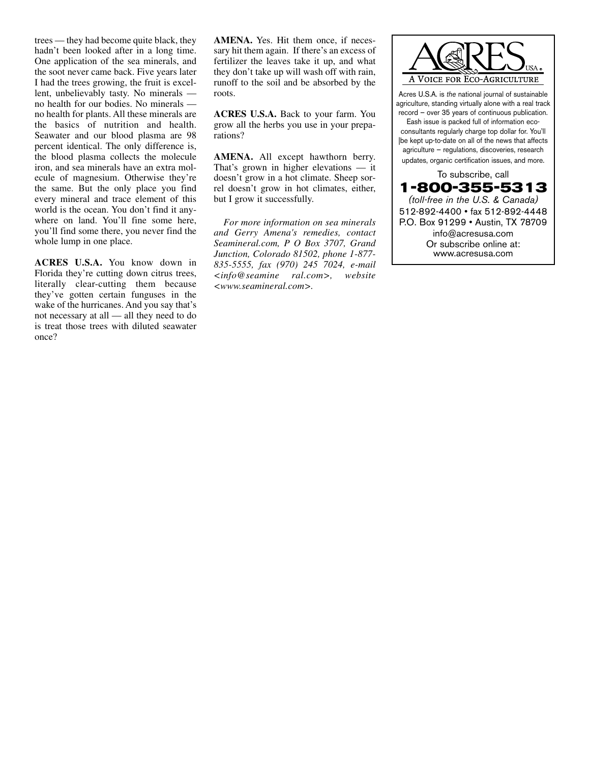trees — they had become quite black, they hadn't been looked after in a long time. One application of the sea minerals, and the soot never came back. Five years later I had the trees growing, the fruit is excellent, unbelievably tasty. No minerals — no health for our bodies. No minerals — no health for plants. All these minerals are the basics of nutrition and health. Seawater and our blood plasma are 98 percent identical. The only difference is, the blood plasma collects the molecule iron, and sea minerals have an extra molecule of magnesium. Otherwise they're the same. But the only place you find every mineral and trace element of this world is the ocean. You don't find it anywhere on land. You'll fine some here, you'll find some there, you never find the whole lump in one place.

**ACRES U.S.A.** You know down in Florida they're cutting down citrus trees, literally clear-cutting them because they've gotten certain funguses in the wake of the hurricanes. And you say that's not necessary at all — all they need to do is treat those trees with diluted seawater once?

**AMENA.** Yes. Hit them once, if necessary hit them again. If there's an excess of fertilizer the leaves take it up, and what they don't take up will wash off with rain, runoff to the soil and be absorbed by the roots.

**ACRES U.S.A.** Back to your farm. You grow all the herbs you use in your preparations?

**AMENA.** All except hawthorn berry. That's grown in higher elevations — it doesn't grow in a hot climate. Sheep sorrel doesn't grow in hot climates, either, but I grow it successfully.

*For more information on sea minerals and Gerry Amena's remedies, contact Seamineral.com, P O Box 3707, Grand Junction, Colorado 81502, phone 1-877-835-5555, fax (970) 245 7024, e-mail <info@seamine ral.com>, website <www.seamineral.com>.*

---

**ACRES USA®**
**A VOICE FOR ECO-AGRICULTURE**

Acres U.S.A. is *the* national journal of sustainable agriculture, standing virtually alone with a real track record – over 35 years of continuous publication. Eash issue is packed full of information eco-consultants regularly charge top dollar for. You'll |be kept up-to-date on all of the news that affects agriculture – regulations, discoveries, research updates, organic certification issues, and more.

To subscribe, call

**1-800-355-5313**

*(toll-free in the U.S. & Canada)*

512-892-4400 • fax 512-892-4448

P.O. Box 91299 • Austin, TX 78709

info@acresusa.com

Or subscribe online at:

www.acresusa.com